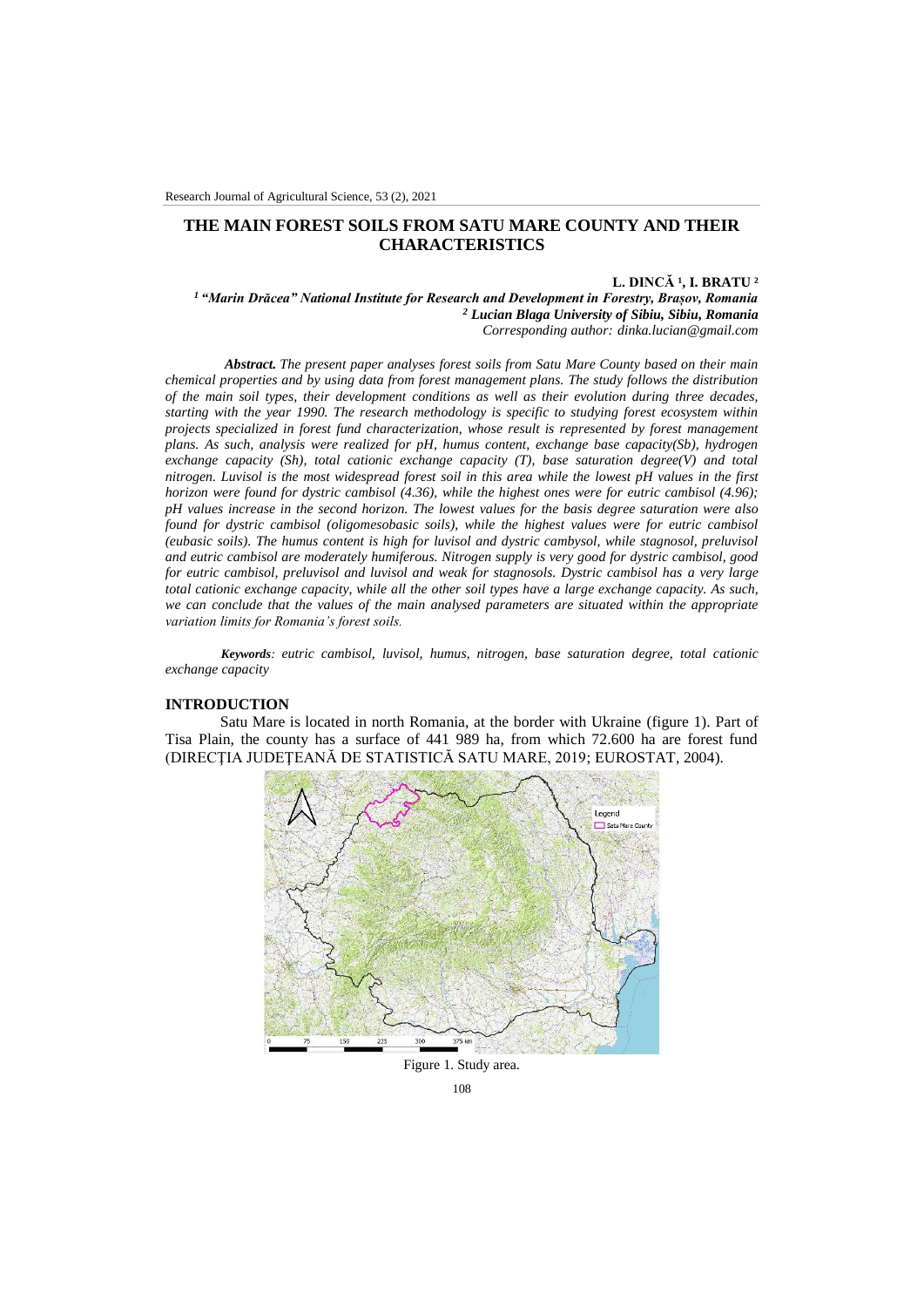# THE MAIN FOREST SOILS FROM SATU MARE COUNTY AND THEIR CHARACTERISTICS

**L. DINCĂ [1], I. BRATU [2]**

*[1] "Marin Drăcea" National Institute for Research and Development in Forestry, Brașov, Romania*
*[2] Lucian Blaga University of Sibiu, Sibiu, Romania*
*Corresponding author: dinka.lucian@gmail.com*

***Abstract.*** *The present paper analyses forest soils from Satu Mare County based on their main chemical properties and by using data from forest management plans. The study follows the distribution of the main soil types, their development conditions as well as their evolution during three decades, starting with the year 1990. The research methodology is specific to studying forest ecosystem within projects specialized in forest fund characterization, whose result is represented by forest management plans. As such, analysis were realized for pH, humus content, exchange base capacity(Sb), hydrogen exchange capacity (Sh), total cationic exchange capacity (T), base saturation degree(V) and total nitrogen. Luvisol is the most widespread forest soil in this area while the lowest pH values in the first horizon were found for dystric cambisol (4.36), while the highest ones were for eutric cambisol (4.96); pH values increase in the second horizon. The lowest values for the basis degree saturation were also found for dystric cambisol (oligomesobasic soils), while the highest values were for eutric cambisol (eubasic soils). The humus content is high for luvisol and dystric cambysol, while stagnosol, preluvisol and eutric cambisol are moderately humiferous. Nitrogen supply is very good for dystric cambisol, good for eutric cambisol, preluvisol and luvisol and weak for stagnosols. Dystric cambisol has a very large total cationic exchange capacity, while all the other soil types have a large exchange capacity. As such, we can conclude that the values of the main analysed parameters are situated within the appropriate variation limits for Romania's forest soils.*

***Keywords****: eutric cambisol, luvisol, humus, nitrogen, base saturation degree, total cationic exchange capacity*

## INTRODUCTION

Satu Mare is located in north Romania, at the border with Ukraine (figure 1). Part of Tisa Plain, the county has a surface of 441 989 ha, from which 72.600 ha are forest fund (DIRECȚIA JUDEȚEANĂ DE STATISTICĂ SATU MARE, 2019; EUROSTAT, 2004).

Figure 1. Study area.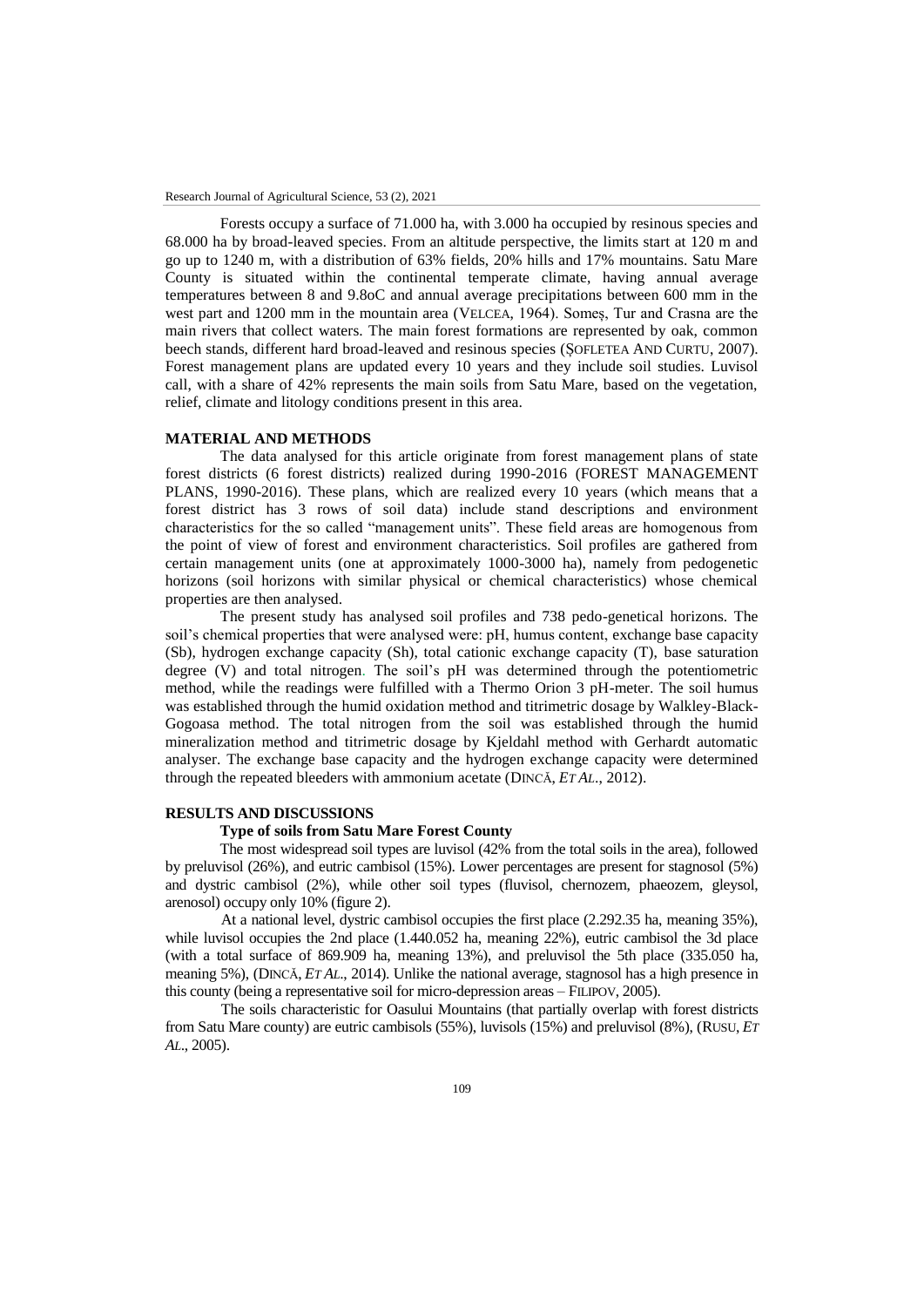Forests occupy a surface of 71.000 ha, with 3.000 ha occupied by resinous species and 68.000 ha by broad-leaved species. From an altitude perspective, the limits start at 120 m and go up to 1240 m, with a distribution of 63% fields, 20% hills and 17% mountains. Satu Mare County is situated within the continental temperate climate, having annual average temperatures between 8 and 9.8oC and annual average precipitations between 600 mm in the west part and 1200 mm in the mountain area (VELCEA, 1964). Someș, Tur and Crasna are the main rivers that collect waters. The main forest formations are represented by oak, common beech stands, different hard broad-leaved and resinous species (ȘOFLETEA AND CURTU, 2007). Forest management plans are updated every 10 years and they include soil studies. Luvisol call, with a share of 42% represents the main soils from Satu Mare, based on the vegetation, relief, climate and litology conditions present in this area.

## MATERIAL AND METHODS

The data analysed for this article originate from forest management plans of state forest districts (6 forest districts) realized during 1990-2016 (FOREST MANAGEMENT PLANS, 1990-2016). These plans, which are realized every 10 years (which means that a forest district has 3 rows of soil data) include stand descriptions and environment characteristics for the so called "management units". These field areas are homogenous from the point of view of forest and environment characteristics. Soil profiles are gathered from certain management units (one at approximately 1000-3000 ha), namely from pedogenetic horizons (soil horizons with similar physical or chemical characteristics) whose chemical properties are then analysed.

The present study has analysed soil profiles and 738 pedo-genetical horizons. The soil's chemical properties that were analysed were: pH, humus content, exchange base capacity (Sb), hydrogen exchange capacity (Sh), total cationic exchange capacity (T), base saturation degree (V) and total nitrogen. The soil's pH was determined through the potentiometric method, while the readings were fulfilled with a Thermo Orion 3 pH-meter. The soil humus was established through the humid oxidation method and titrimetric dosage by Walkley-Black-Gogoasa method. The total nitrogen from the soil was established through the humid mineralization method and titrimetric dosage by Kjeldahl method with Gerhardt automatic analyser. The exchange base capacity and the hydrogen exchange capacity were determined through the repeated bleeders with ammonium acetate (DINCĂ, *ET AL*., 2012).

## RESULTS AND DISCUSSIONS

### Type of soils from Satu Mare Forest County

The most widespread soil types are luvisol (42% from the total soils in the area), followed by preluvisol (26%), and eutric cambisol (15%). Lower percentages are present for stagnosol (5%) and dystric cambisol (2%), while other soil types (fluvisol, chernozem, phaeozem, gleysol, arenosol) occupy only 10% (figure 2).

At a national level, dystric cambisol occupies the first place (2.292.35 ha, meaning 35%), while luvisol occupies the 2nd place (1.440.052 ha, meaning 22%), eutric cambisol the 3d place (with a total surface of 869.909 ha, meaning 13%), and preluvisol the 5th place (335.050 ha, meaning 5%), (DINCĂ, *ET AL*., 2014). Unlike the national average, stagnosol has a high presence in this county (being a representative soil for micro-depression areas – FILIPOV, 2005).

The soils characteristic for Oasului Mountains (that partially overlap with forest districts from Satu Mare county) are eutric cambisols (55%), luvisols (15%) and preluvisol (8%), (RUSU, *ET AL*., 2005).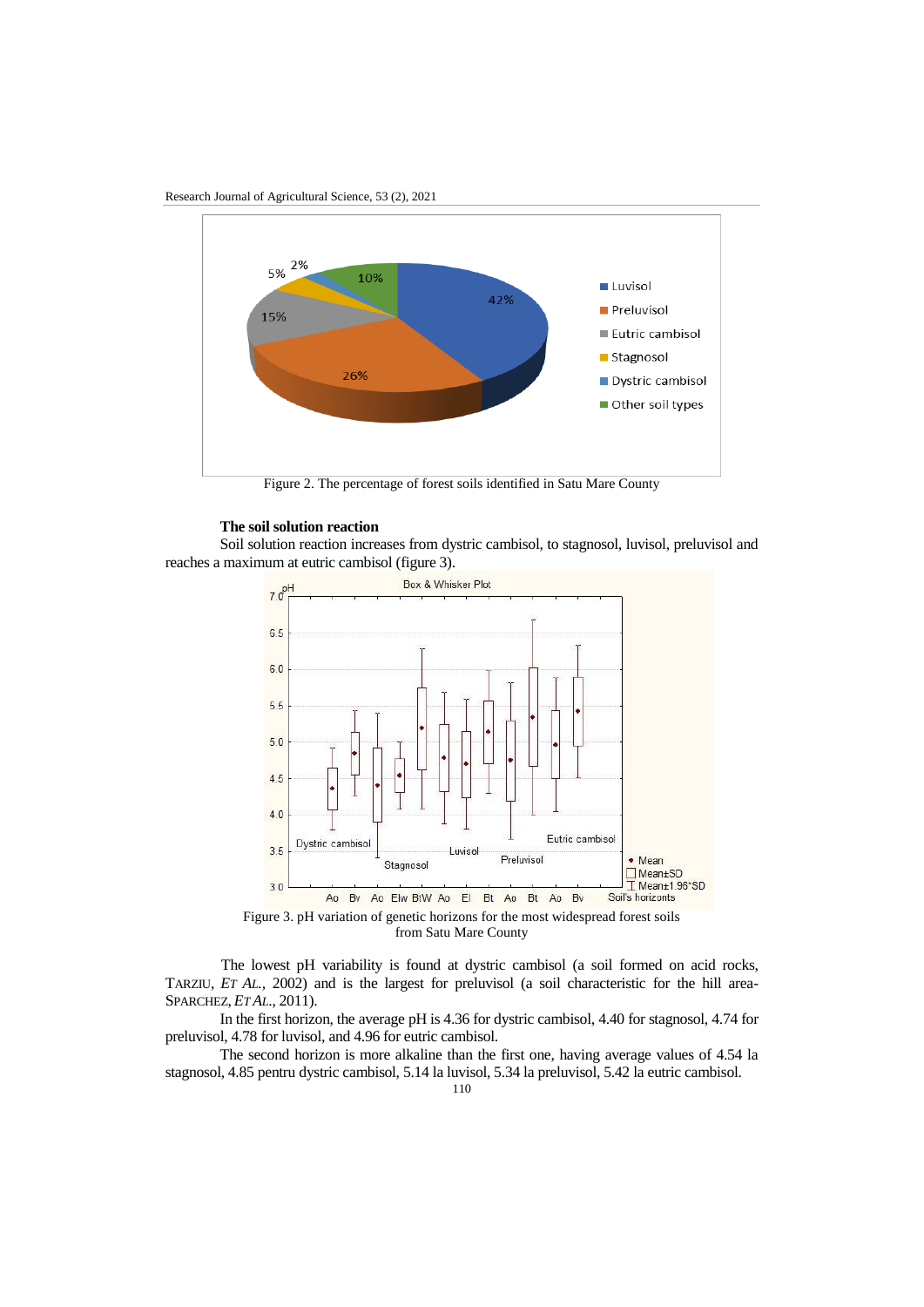Figure 2. The percentage of forest soils identified in Satu Mare County

**The soil solution reaction**

Soil solution reaction increases from dystric cambisol, to stagnosol, luvisol, preluvisol and reaches a maximum at eutric cambisol (figure 3).

Figure 3. pH variation of genetic horizons for the most widespread forest soils from Satu Mare County

The lowest pH variability is found at dystric cambisol (a soil formed on acid rocks, TARZIU, *ET AL.*, 2002) and is the largest for preluvisol (a soil characteristic for the hill area- SPARCHEZ, *ET AL.*, 2011).

In the first horizon, the average pH is 4.36 for dystric cambisol, 4.40 for stagnosol, 4.74 for preluvisol, 4.78 for luvisol, and 4.96 for eutric cambisol.

The second horizon is more alkaline than the first one, having average values of 4.54 la stagnosol, 4.85 pentru dystric cambisol, 5.14 la luvisol, 5.34 la preluvisol, 5.42 la eutric cambisol.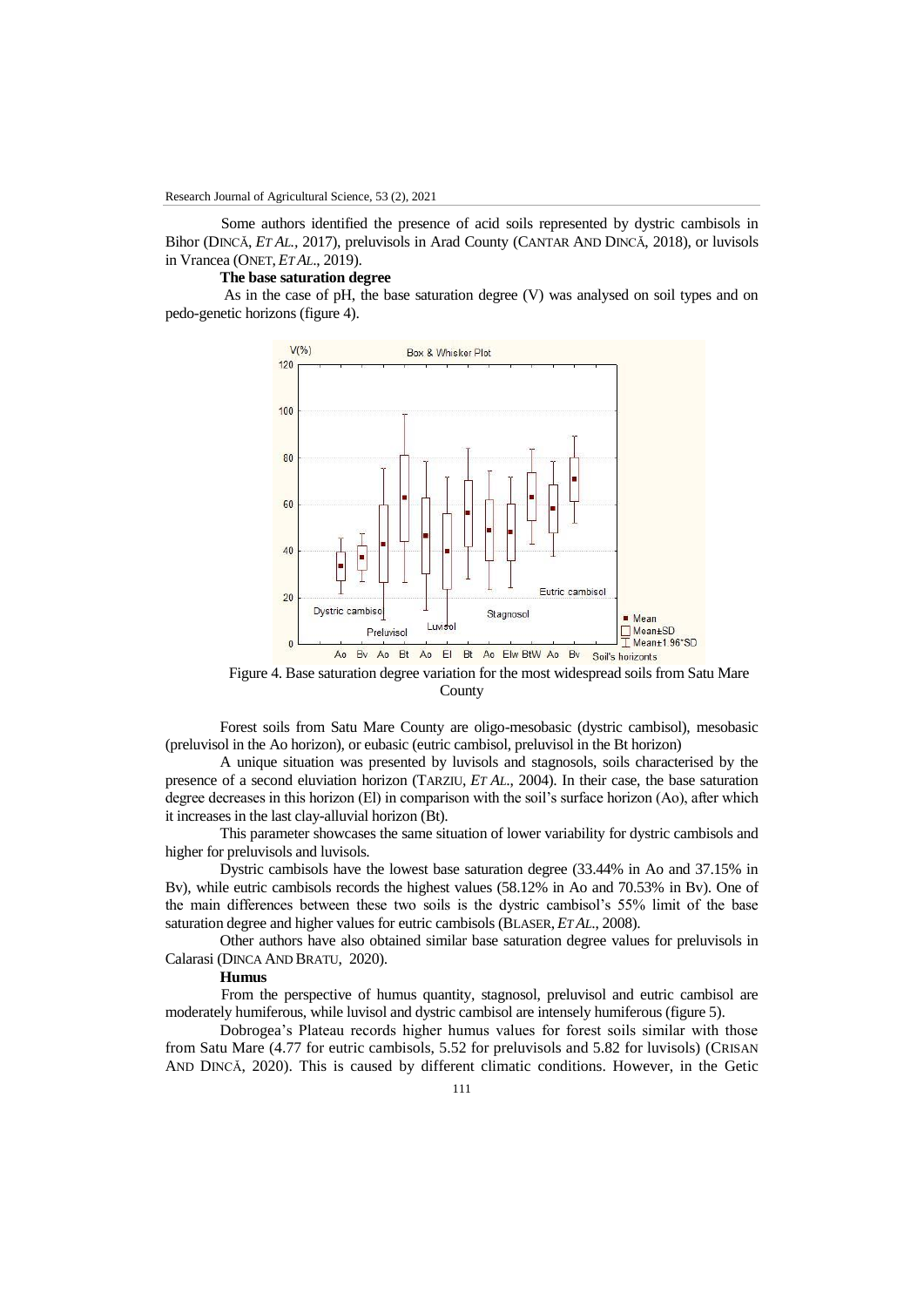Some authors identified the presence of acid soils represented by dystric cambisols in Bihor (DINCĂ, *ET AL.*, 2017), preluvisols in Arad County (CANTAR AND DINCĂ, 2018), or luvisols in Vrancea (ONET, *ET AL.*, 2019).

**The base saturation degree**

As in the case of pH, the base saturation degree (V) was analysed on soil types and on pedo-genetic horizons (figure 4).

Figure 4. Base saturation degree variation for the most widespread soils from Satu Mare County

Forest soils from Satu Mare County are oligo-mesobasic (dystric cambisol), mesobasic (preluvisol in the Ao horizon), or eubasic (eutric cambisol, preluvisol in the Bt horizon)

A unique situation was presented by luvisols and stagnosols, soils characterised by the presence of a second eluviation horizon (TARZIU, *ET AL.*, 2004). In their case, the base saturation degree decreases in this horizon (El) in comparison with the soil's surface horizon (Ao), after which it increases in the last clay-alluvial horizon (Bt).

This parameter showcases the same situation of lower variability for dystric cambisols and higher for preluvisols and luvisols.

Dystric cambisols have the lowest base saturation degree (33.44% in Ao and 37.15% in Bv), while eutric cambisols records the highest values (58.12% in Ao and 70.53% in Bv). One of the main differences between these two soils is the dystric cambisol's 55% limit of the base saturation degree and higher values for eutric cambisols (BLASER, *ET AL.*, 2008).

Other authors have also obtained similar base saturation degree values for preluvisols in Calarasi (DINCA AND BRATU, 2020).

**Humus**

From the perspective of humus quantity, stagnosol, preluvisol and eutric cambisol are moderately humiferous, while luvisol and dystric cambisol are intensely humiferous (figure 5).

Dobrogea's Plateau records higher humus values for forest soils similar with those from Satu Mare (4.77 for eutric cambisols, 5.52 for preluvisols and 5.82 for luvisols) (CRISAN AND DINCĂ, 2020). This is caused by different climatic conditions. However, in the Getic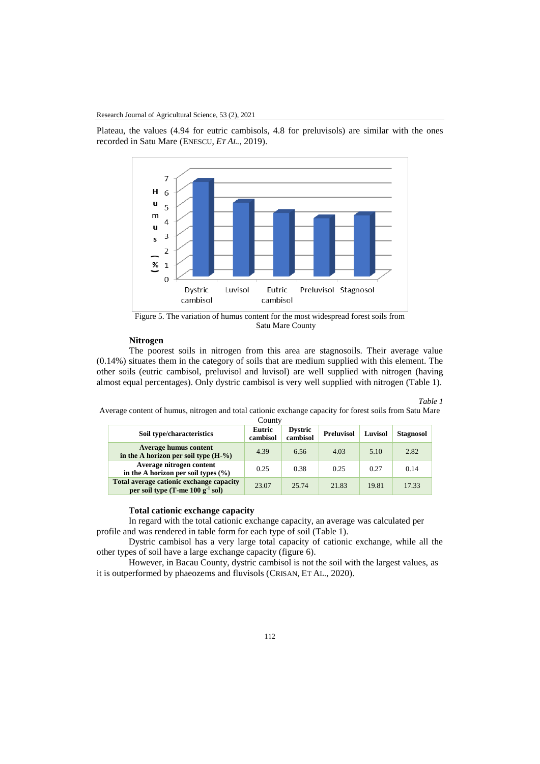Plateau, the values (4.94 for eutric cambisols, 4.8 for preluvisols) are similar with the ones recorded in Satu Mare (ENESCU, *ET AL.*, 2019).

Figure 5. The variation of humus content for the most widespread forest soils from Satu Mare County

**Nitrogen**

The poorest soils in nitrogen from this area are stagnosoils. Their average value (0.14%) situates them in the category of soils that are medium supplied with this element. The other soils (eutric cambisol, preluvisol and luvisol) are well supplied with nitrogen (having almost equal percentages). Only dystric cambisol is very well supplied with nitrogen (Table 1).

*Table 1*

Average content of humus, nitrogen and total cationic exchange capacity for forest soils from Satu Mare County

| Soil type/characteristics | Eutric cambisol | Dystric cambisol | Preluvisol | Luvisol | Stagnosol |
|---|---|---|---|---|---|
| **Average humus content in the A horizon per soil type (H-%)** | 4.39 | 6.56 | 4.03 | 5.10 | 2.82 |
| **Average nitrogen content in the A horizon per soil types (%)** | 0.25 | 0.38 | 0.25 | 0.27 | 0.14 |
| **Total average cationic exchange capacity per soil type (T-me 100 $g^{-1}$ sol)** | 23.07 | 25.74 | 21.83 | 19.81 | 17.33 |

**Total cationic exchange capacity**

In regard with the total cationic exchange capacity, an average was calculated per profile and was rendered in table form for each type of soil (Table 1).

Dystric cambisol has a very large total capacity of cationic exchange, while all the other types of soil have a large exchange capacity (figure 6).

However, in Bacau County, dystric cambisol is not the soil with the largest values, as it is outperformed by phaeozems and fluvisols (CRISAN, ET AL., 2020).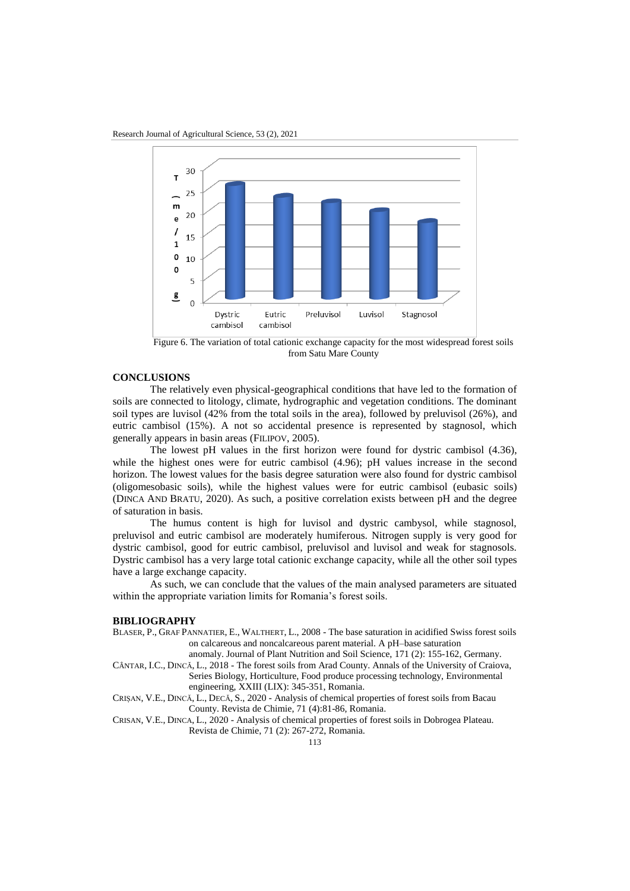Figure 6. The variation of total cationic exchange capacity for the most widespread forest soils from Satu Mare County

## CONCLUSIONS

The relatively even physical-geographical conditions that have led to the formation of soils are connected to litology, climate, hydrographic and vegetation conditions. The dominant soil types are luvisol (42% from the total soils in the area), followed by preluvisol (26%), and eutric cambisol (15%). A not so accidental presence is represented by stagnosol, which generally appears in basin areas (FILIPOV, 2005).

The lowest pH values in the first horizon were found for dystric cambisol (4.36), while the highest ones were for eutric cambisol (4.96); pH values increase in the second horizon. The lowest values for the basis degree saturation were also found for dystric cambisol (oligomesobasic soils), while the highest values were for eutric cambisol (eubasic soils) (DINCA AND BRATU, 2020). As such, a positive correlation exists between pH and the degree of saturation in basis.

The humus content is high for luvisol and dystric cambysol, while stagnosol, preluvisol and eutric cambisol are moderately humiferous. Nitrogen supply is very good for dystric cambisol, good for eutric cambisol, preluvisol and luvisol and weak for stagnosols. Dystric cambisol has a very large total cationic exchange capacity, while all the other soil types have a large exchange capacity.

As such, we can conclude that the values of the main analysed parameters are situated within the appropriate variation limits for Romania's forest soils.

## BIBLIOGRAPHY

BLASER, P., GRAF PANNATIER, E., WALTHERT, L., 2008 - The base saturation in acidified Swiss forest soils on calcareous and noncalcareous parent material. A pH–base saturation anomaly. Journal of Plant Nutrition and Soil Science, 171 (2): 155-162, Germany.

CÂNTAR, I.C., DINCĂ, L., 2018 - The forest soils from Arad County. Annals of the University of Craiova, Series Biology, Horticulture, Food produce processing technology, Environmental engineering, XXIII (LIX): 345-351, Romania.

CRIȘAN, V.E., DINCĂ, L., DECĂ, S., 2020 - Analysis of chemical properties of forest soils from Bacau County. Revista de Chimie, 71 (4):81-86, Romania.

CRISAN, V.E., DINCA, L., 2020 - Analysis of chemical properties of forest soils in Dobrogea Plateau. Revista de Chimie, 71 (2): 267-272, Romania.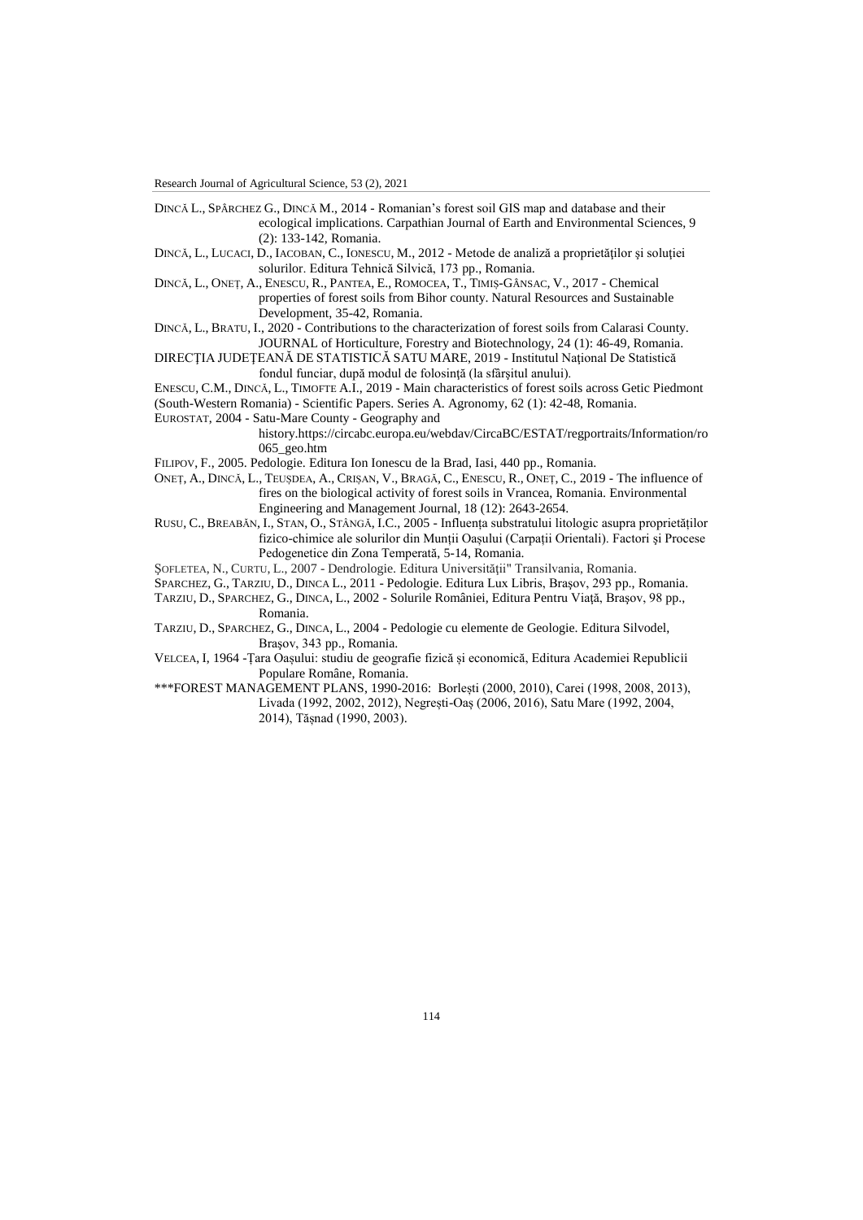DINCĂ L., SPÂRCHEZ G., DINCĂ M., 2014 - Romanian's forest soil GIS map and database and their ecological implications. Carpathian Journal of Earth and Environmental Sciences, 9 (2): 133-142, Romania.

DINCĂ, L., LUCACI, D., IACOBAN, C., IONESCU, M., 2012 - Metode de analiză a proprietăţilor şi soluţiei solurilor. Editura Tehnică Silvică, 173 pp., Romania.

DINCĂ, L., ONEȚ, A., ENESCU, R., PANTEA, E., ROMOCEA, T., TIMIȘ-GÂNSAC, V., 2017 - Chemical properties of forest soils from Bihor county. Natural Resources and Sustainable Development, 35-42, Romania.

DINCĂ, L., BRATU, I., 2020 - Contributions to the characterization of forest soils from Calarasi County. JOURNAL of Horticulture, Forestry and Biotechnology, 24 (1): 46-49, Romania.

DIRECŢIA JUDEŢEANĂ DE STATISTICĂ SATU MARE, 2019 - Institutul Naţional De Statistică fondul funciar, după modul de folosinţă (la sfârşitul anului).

ENESCU, C.M., DINCĂ, L., TIMOFTE A.I., 2019 - Main characteristics of forest soils across Getic Piedmont (South-Western Romania) - Scientific Papers. Series A. Agronomy, 62 (1): 42-48, Romania.

EUROSTAT, 2004 - Satu-Mare County - Geography and history.https://circabc.europa.eu/webdav/CircaBC/ESTAT/regportraits/Information/ro065_geo.htm

FILIPOV, F., 2005. Pedologie. Editura Ion Ionescu de la Brad, Iasi, 440 pp., Romania.

ONEȚ, A., DINCĂ, L., TEUȘDEA, A., CRIȘAN, V., BRAGĂ, C., ENESCU, R., ONEȚ, C., 2019 - The influence of fires on the biological activity of forest soils in Vrancea, Romania. Environmental Engineering and Management Journal, 18 (12): 2643-2654.

RUSU, C., BREABĂN, I., STAN, O., STÂNGĂ, I.C., 2005 - Influenţa substratului litologic asupra proprietăţilor fizico-chimice ale solurilor din Munţii Oaşului (Carpaţii Orientali). Factori şi Procese Pedogenetice din Zona Temperată, 5-14, Romania.

ŞOFLETEA, N., CURTU, L., 2007 - Dendrologie. Editura Universităţii" Transilvania, Romania.

SPARCHEZ, G., TARZIU, D., DINCA L., 2011 - Pedologie. Editura Lux Libris, Braşov, 293 pp., Romania.

TARZIU, D., SPARCHEZ, G., DINCA, L., 2002 - Solurile României, Editura Pentru Viaţă, Braşov, 98 pp., Romania.

TARZIU, D., SPARCHEZ, G., DINCA, L., 2004 - Pedologie cu elemente de Geologie. Editura Silvodel, Braşov, 343 pp., Romania.

VELCEA, I, 1964 -Țara Oașului: studiu de geografie fizică și economică, Editura Academiei Republicii Populare Române, Romania.

***FOREST MANAGEMENT PLANS, 1990-2016: Borlești (2000, 2010), Carei (1998, 2008, 2013), Livada (1992, 2002, 2012), Negrești-Oaș (2006, 2016), Satu Mare (1992, 2004, 2014), Tășnad (1990, 2003).